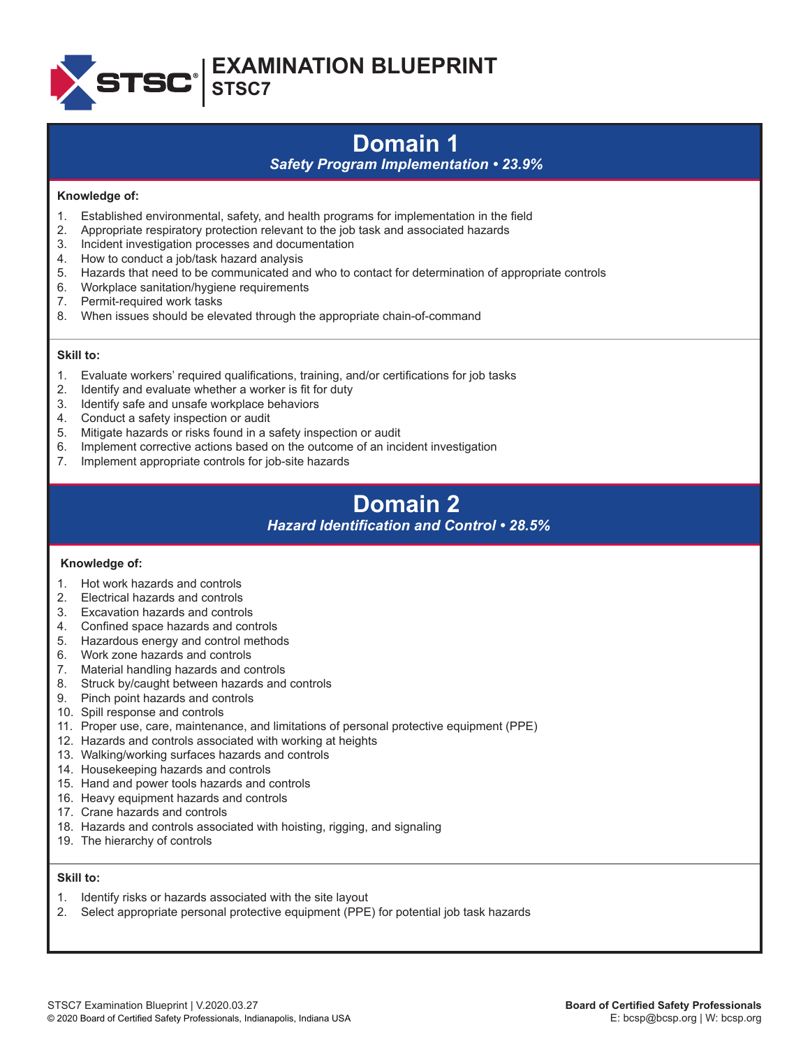# EXAMINATION BLUEPRINT
## STSC7

## Domain 1

***Safety Program Implementation • 23.9%***

**Knowledge of:**

1. Established environmental, safety, and health programs for implementation in the field
2. Appropriate respiratory protection relevant to the job task and associated hazards
3. Incident investigation processes and documentation
4. How to conduct a job/task hazard analysis
5. Hazards that need to be communicated and who to contact for determination of appropriate controls
6. Workplace sanitation/hygiene requirements
7. Permit-required work tasks
8. When issues should be elevated through the appropriate chain-of-command

**Skill to:**

1. Evaluate workers' required qualifications, training, and/or certifications for job tasks
2. Identify and evaluate whether a worker is fit for duty
3. Identify safe and unsafe workplace behaviors
4. Conduct a safety inspection or audit
5. Mitigate hazards or risks found in a safety inspection or audit
6. Implement corrective actions based on the outcome of an incident investigation
7. Implement appropriate controls for job-site hazards

## Domain 2

***Hazard Identification and Control • 28.5%***

**Knowledge of:**

1. Hot work hazards and controls
2. Electrical hazards and controls
3. Excavation hazards and controls
4. Confined space hazards and controls
5. Hazardous energy and control methods
6. Work zone hazards and controls
7. Material handling hazards and controls
8. Struck by/caught between hazards and controls
9. Pinch point hazards and controls
10. Spill response and controls
11. Proper use, care, maintenance, and limitations of personal protective equipment (PPE)
12. Hazards and controls associated with working at heights
13. Walking/working surfaces hazards and controls
14. Housekeeping hazards and controls
15. Hand and power tools hazards and controls
16. Heavy equipment hazards and controls
17. Crane hazards and controls
18. Hazards and controls associated with hoisting, rigging, and signaling
19. The hierarchy of controls

**Skill to:**

1. Identify risks or hazards associated with the site layout
2. Select appropriate personal protective equipment (PPE) for potential job task hazards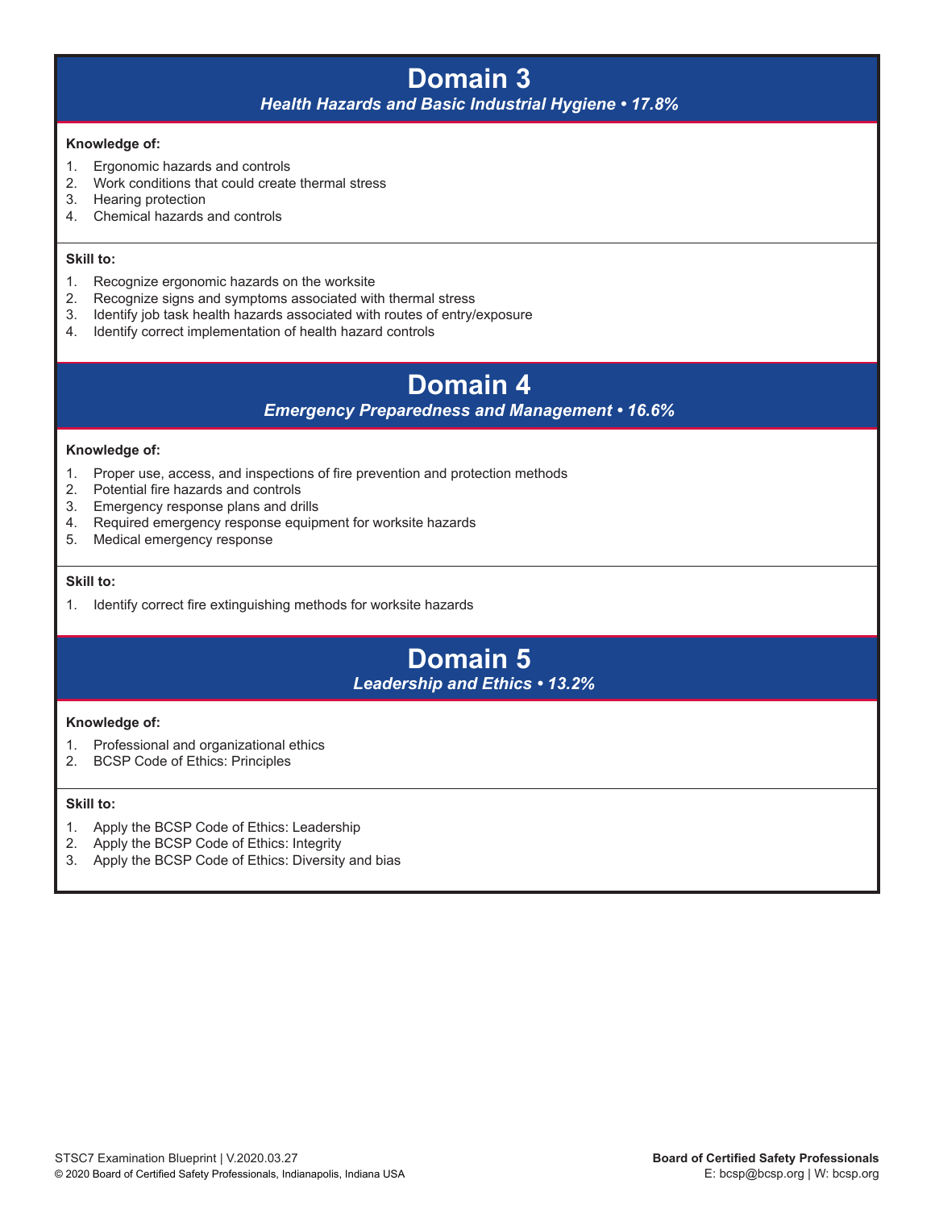## Domain 3

***Health Hazards and Basic Industrial Hygiene • 17.8%***

**Knowledge of:**

1. Ergonomic hazards and controls
2. Work conditions that could create thermal stress
3. Hearing protection
4. Chemical hazards and controls

**Skill to:**

1. Recognize ergonomic hazards on the worksite
2. Recognize signs and symptoms associated with thermal stress
3. Identify job task health hazards associated with routes of entry/exposure
4. Identify correct implementation of health hazard controls

## Domain 4

***Emergency Preparedness and Management • 16.6%***

**Knowledge of:**

1. Proper use, access, and inspections of fire prevention and protection methods
2. Potential fire hazards and controls
3. Emergency response plans and drills
4. Required emergency response equipment for worksite hazards
5. Medical emergency response

**Skill to:**

1. Identify correct fire extinguishing methods for worksite hazards

## Domain 5

***Leadership and Ethics • 13.2%***

**Knowledge of:**

1. Professional and organizational ethics
2. BCSP Code of Ethics: Principles

**Skill to:**

1. Apply the BCSP Code of Ethics: Leadership
2. Apply the BCSP Code of Ethics: Integrity
3. Apply the BCSP Code of Ethics: Diversity and bias